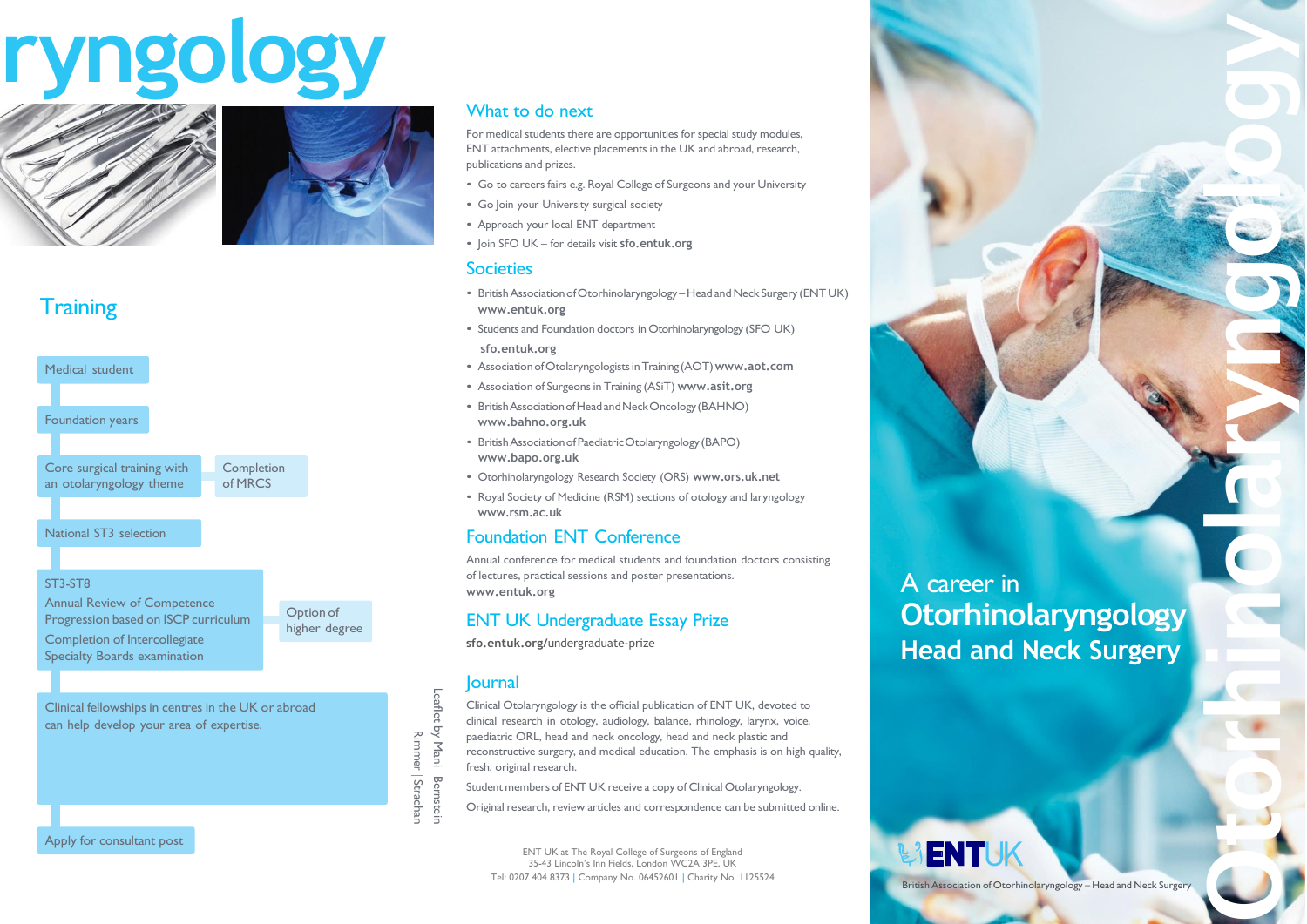ryngology

## Training

- Medical student
- Foundation years
- Core surgical training with an otolaryngology theme — Completion of MRCS
- National ST3 selection
- ST3-ST8
  Annual Review of Competence Progression based on ISCP curriculum
  Completion of Intercollegiate Specialty Boards examination — Option of higher degree
- Clinical fellowships in centres in the UK or abroad can help develop your area of expertise.
- Apply for consultant post

Leaflet by Mani | Bernstein
Rimmer | Strachan

## What to do next

For medical students there are opportunities for special study modules, ENT attachments, elective placements in the UK and abroad, research, publications and prizes.

- Go to careers fairs e.g. Royal College of Surgeons and your University
- Go Join your University surgical society
- Approach your local ENT department
- Join SFO UK – for details visit **sfo.entuk.org**

## Societies

- British Association of Otorhinolaryngology – Head and Neck Surgery (ENT UK) **www.entuk.org**
- Students and Foundation doctors in Otorhinolaryngology (SFO UK) **sfo.entuk.org**
- Association of Otolaryngologists in Training (AOT) **www.aot.com**
- Association of Surgeons in Training (ASiT) **www.asit.org**
- British Association of Head and Neck Oncology (BAHNO) **www.bahno.org.uk**
- British Association of Paediatric Otolaryngology (BAPO) **www.bapo.org.uk**
- Otorhinolaryngology Research Society (ORS) **www.ors.uk.net**
- Royal Society of Medicine (RSM) sections of otology and laryngology **www.rsm.ac.uk**

## Foundation ENT Conference

Annual conference for medical students and foundation doctors consisting of lectures, practical sessions and poster presentations.
**www.entuk.org**

## ENT UK Undergraduate Essay Prize

**sfo.entuk.org**/undergraduate-prize

## Journal

Clinical Otolaryngology is the official publication of ENT UK, devoted to clinical research in otology, audiology, balance, rhinology, larynx, voice, paediatric ORL, head and neck oncology, head and neck plastic and reconstructive surgery, and medical education. The emphasis is on high quality, fresh, original research.

Student members of ENT UK receive a copy of Clinical Otolaryngology.

Original research, review articles and correspondence can be submitted online.

ENT UK at The Royal College of Surgeons of England
35-43 Lincoln's Inn Fields, London WC2A 3PE, UK
Tel: 0207 404 8373 | Company No. 06452601 | Charity No. 1125524

# A career in Otorhinolaryngology Head and Neck Surgery

Otorhinolaryngology

ENTUK
British Association of Otorhinolaryngology – Head and Neck Surgery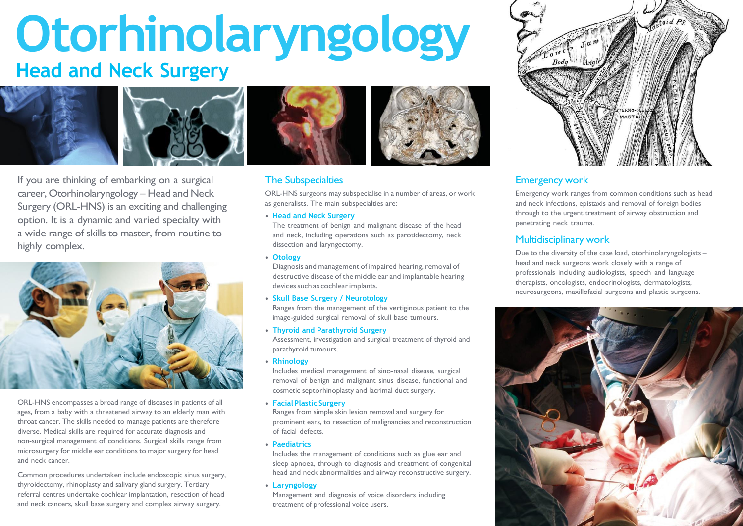# Otorhinolaryngology

## Head and Neck Surgery

If you are thinking of embarking on a surgical career, Otorhinolaryngology – Head and Neck Surgery (ORL-HNS) is an exciting and challenging option. It is a dynamic and varied specialty with a wide range of skills to master, from routine to highly complex.

ORL-HNS encompasses a broad range of diseases in patients of all ages, from a baby with a threatened airway to an elderly man with throat cancer. The skills needed to manage patients are therefore diverse. Medical skills are required for accurate diagnosis and non-surgical management of conditions. Surgical skills range from microsurgery for middle ear conditions to major surgery for head and neck cancer.

Common procedures undertaken include endoscopic sinus surgery, thyroidectomy, rhinoplasty and salivary gland surgery. Tertiary referral centres undertake cochlear implantation, resection of head and neck cancers, skull base surgery and complex airway surgery.

### The Subspecialties

ORL-HNS surgeons may subspecialise in a number of areas, or work as generalists. The main subspecialties are:

- **Head and Neck Surgery**
  The treatment of benign and malignant disease of the head and neck, including operations such as parotidectomy, neck dissection and laryngectomy.
- **Otology**
  Diagnosis and management of impaired hearing, removal of destructive disease of the middle ear and implantable hearing devices such as cochlear implants.
- **Skull Base Surgery / Neurotology**
  Ranges from the management of the vertiginous patient to the image-guided surgical removal of skull base tumours.
- **Thyroid and Parathyroid Surgery**
  Assessment, investigation and surgical treatment of thyroid and parathyroid tumours.
- **Rhinology**
  Includes medical management of sino-nasal disease, surgical removal of benign and malignant sinus disease, functional and cosmetic septorhinoplasty and lacrimal duct surgery.
- **Facial Plastic Surgery**
  Ranges from simple skin lesion removal and surgery for prominent ears, to resection of malignancies and reconstruction of facial defects.
- **Paediatrics**
  Includes the management of conditions such as glue ear and sleep apnoea, through to diagnosis and treatment of congenital head and neck abnormalities and airway reconstructive surgery.
- **Laryngology**
  Management and diagnosis of voice disorders including treatment of professional voice users.

### Emergency work

Emergency work ranges from common conditions such as head and neck infections, epistaxis and removal of foreign bodies through to the urgent treatment of airway obstruction and penetrating neck trauma.

### Multidisciplinary work

Due to the diversity of the case load, otorhinolaryngologists – head and neck surgeons work closely with a range of professionals including audiologists, speech and language therapists, oncologists, endocrinologists, dermatologists, neurosurgeons, maxillofacial surgeons and plastic surgeons.